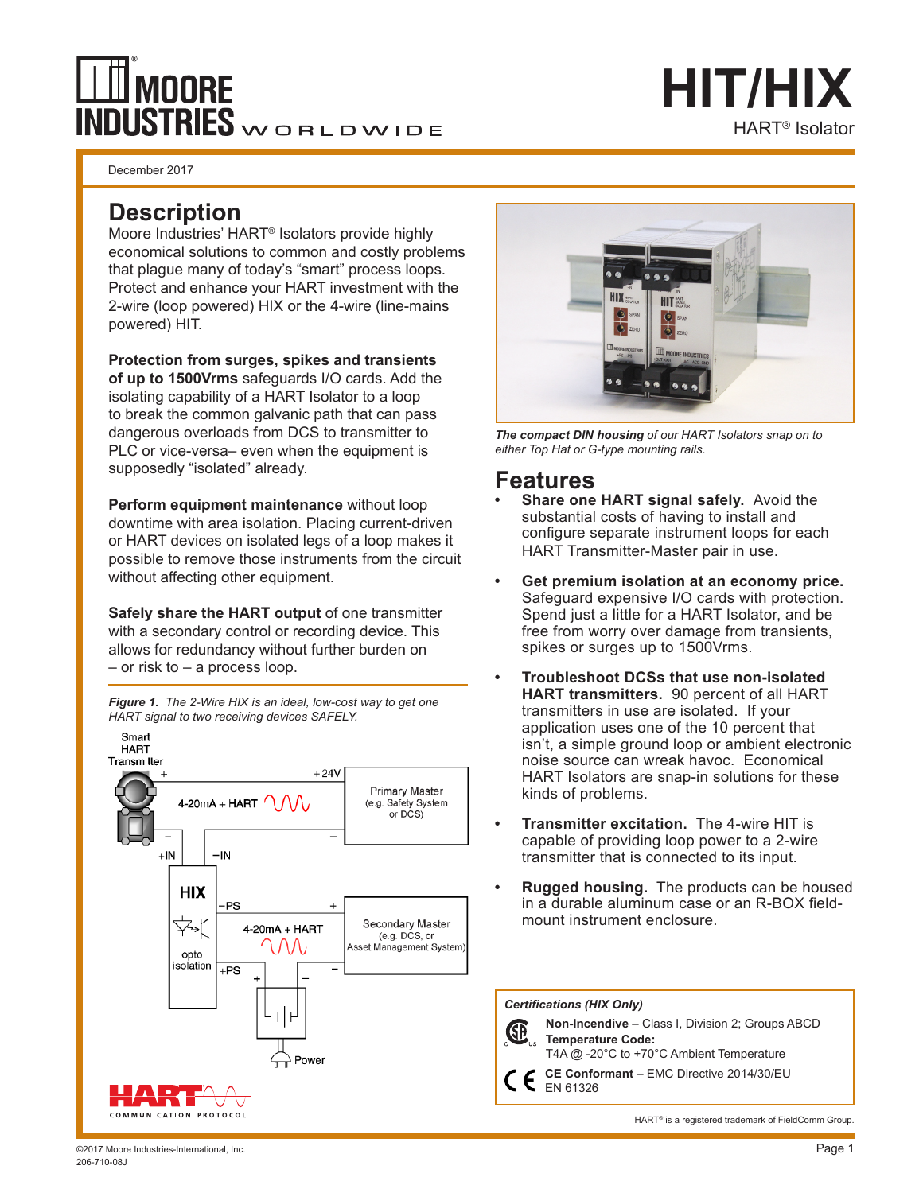# HIT/HIX

HART® Isolator

December 2017

## Description

Moore Industries' HART® Isolators provide highly economical solutions to common and costly problems that plague many of today's "smart" process loops. Protect and enhance your HART investment with the 2-wire (loop powered) HIX or the 4-wire (line-mains powered) HIT.

**Protection from surges, spikes and transients of up to 1500Vrms** safeguards I/O cards. Add the isolating capability of a HART Isolator to a loop to break the common galvanic path that can pass dangerous overloads from DCS to transmitter to PLC or vice-versa– even when the equipment is supposedly "isolated" already.

**Perform equipment maintenance** without loop downtime with area isolation. Placing current-driven or HART devices on isolated legs of a loop makes it possible to remove those instruments from the circuit without affecting other equipment.

**Safely share the HART output** of one transmitter with a secondary control or recording device. This allows for redundancy without further burden on – or risk to – a process loop.

*Figure 1. The 2-Wire HIX is an ideal, low-cost way to get one HART signal to two receiving devices SAFELY.*

*The compact DIN housing of our HART Isolators snap on to either Top Hat or G-type mounting rails.*

## Features

- **Share one HART signal safely.** Avoid the substantial costs of having to install and configure separate instrument loops for each HART Transmitter-Master pair in use.
- **Get premium isolation at an economy price.** Safeguard expensive I/O cards with protection. Spend just a little for a HART Isolator, and be free from worry over damage from transients, spikes or surges up to 1500Vrms.
- **Troubleshoot DCSs that use non-isolated HART transmitters.** 90 percent of all HART transmitters in use are isolated. If your application uses one of the 10 percent that isn't, a simple ground loop or ambient electronic noise source can wreak havoc. Economical HART Isolators are snap-in solutions for these kinds of problems.
- **Transmitter excitation.** The 4-wire HIT is capable of providing loop power to a 2-wire transmitter that is connected to its input.
- **Rugged housing.** The products can be housed in a durable aluminum case or an R-BOX field-mount instrument enclosure.

*Certifications (HIX Only)*

**Non-Incendive** – Class I, Division 2; Groups ABCD
**Temperature Code:**
T4A @ -20°C to +70°C Ambient Temperature

**CE Conformant** – EMC Directive 2014/30/EU
EN 61326

HART® is a registered trademark of FieldComm Group.

©2017 Moore Industries-International, Inc.
206-710-08J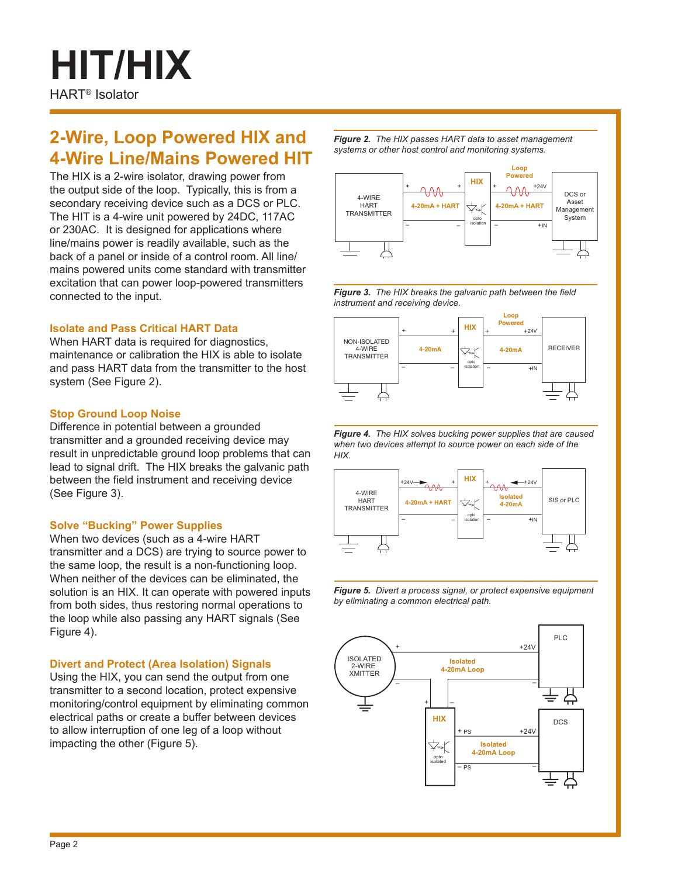# HIT/HIX

HART® Isolator

## 2-Wire, Loop Powered HIX and 4-Wire Line/Mains Powered HIT

The HIX is a 2-wire isolator, drawing power from the output side of the loop. Typically, this is from a secondary receiving device such as a DCS or PLC. The HIT is a 4-wire unit powered by 24DC, 117AC or 230AC. It is designed for applications where line/mains power is readily available, such as the back of a panel or inside of a control room. All line/mains powered units come standard with transmitter excitation that can power loop-powered transmitters connected to the input.

### Isolate and Pass Critical HART Data

When HART data is required for diagnostics, maintenance or calibration the HIX is able to isolate and pass HART data from the transmitter to the host system (See Figure 2).

### Stop Ground Loop Noise

Difference in potential between a grounded transmitter and a grounded receiving device may result in unpredictable ground loop problems that can lead to signal drift. The HIX breaks the galvanic path between the field instrument and receiving device (See Figure 3).

### Solve "Bucking" Power Supplies

When two devices (such as a 4-wire HART transmitter and a DCS) are trying to source power to the same loop, the result is a non-functioning loop. When neither of the devices can be eliminated, the solution is an HIX. It can operate with powered inputs from both sides, thus restoring normal operations to the loop while also passing any HART signals (See Figure 4).

### Divert and Protect (Area Isolation) Signals

Using the HIX, you can send the output from one transmitter to a second location, protect expensive monitoring/control equipment by eliminating common electrical paths or create a buffer between devices to allow interruption of one leg of a loop without impacting the other (Figure 5).

***Figure 2.*** *The HIX passes HART data to asset management systems or other host control and monitoring systems.*

4-WIRE HART TRANSMITTER — 4-20mA + HART — HIX (opto isolation) — Loop Powered 4-20mA + HART (+24V, +IN) — DCS or Asset Management System

***Figure 3.*** *The HIX breaks the galvanic path between the field instrument and receiving device.*

NON-ISOLATED 4-WIRE TRANSMITTER — 4-20mA — HIX (opto isolation) — Loop Powered 4-20mA (+24V, +IN) — RECEIVER

***Figure 4.*** *The HIX solves bucking power supplies that are caused when two devices attempt to source power on each side of the HIX.*

4-WIRE HART TRANSMITTER (+24V) — 4-20mA + HART — HIX (opto isolation) — Isolated 4-20mA (+24V, +IN) — SIS or PLC

***Figure 5.*** *Divert a process signal, or protect expensive equipment by eliminating a common electrical path.*

ISOLATED 2-WIRE XMITTER — Isolated 4-20mA Loop (+24V) — PLC; HIX (opto isolated, + PS / − PS) — Isolated 4-20mA Loop (+24V) — DCS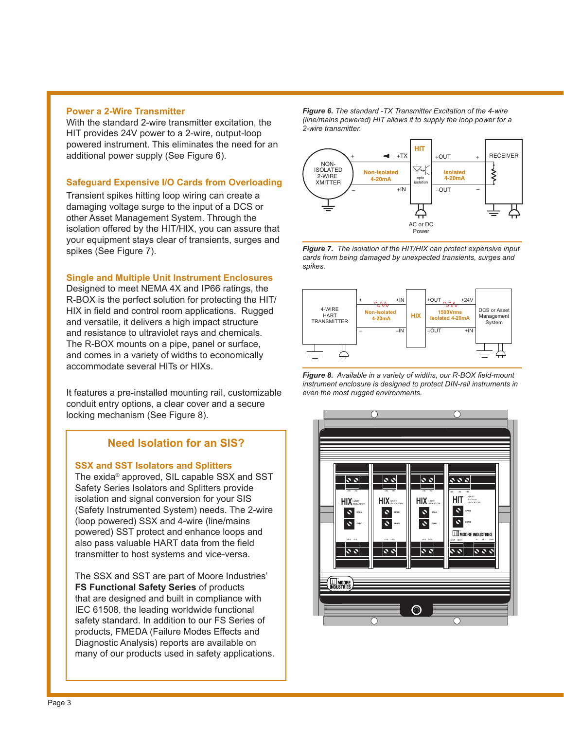## Power a 2-Wire Transmitter

With the standard 2-wire transmitter excitation, the HIT provides 24V power to a 2-wire, output-loop powered instrument. This eliminates the need for an additional power supply (See Figure 6).

## Safeguard Expensive I/O Cards from Overloading

Transient spikes hitting loop wiring can create a damaging voltage surge to the input of a DCS or other Asset Management System. Through the isolation offered by the HIT/HIX, you can assure that your equipment stays clear of transients, surges and spikes (See Figure 7).

## Single and Multiple Unit Instrument Enclosures

Designed to meet NEMA 4X and IP66 ratings, the R-BOX is the perfect solution for protecting the HIT/HIX in field and control room applications. Rugged and versatile, it delivers a high impact structure and resistance to ultraviolet rays and chemicals. The R-BOX mounts on a pipe, panel or surface, and comes in a variety of widths to economically accommodate several HITs or HIXs.

It features a pre-installed mounting rail, customizable conduit entry options, a clear cover and a secure locking mechanism (See Figure 8).

## Need Isolation for an SIS?

### SSX and SST Isolators and Splitters

The exida[®] approved, SIL capable SSX and SST Safety Series Isolators and Splitters provide isolation and signal conversion for your SIS (Safety Instrumented System) needs. The 2-wire (loop powered) SSX and 4-wire (line/mains powered) SST protect and enhance loops and also pass valuable HART data from the field transmitter to host systems and vice-versa.

The SSX and SST are part of Moore Industries' **FS Functional Safety Series** of products that are designed and built in compliance with IEC 61508, the leading worldwide functional safety standard. In addition to our FS Series of products, FMEDA (Failure Modes Effects and Diagnostic Analysis) reports are available on many of our products used in safety applications.

***Figure 6.*** *The standard -TX Transmitter Excitation of the 4-wire (line/mains powered) HIT allows it to supply the loop power for a 2-wire transmitter.*

***Figure 7.*** *The isolation of the HIT/HIX can protect expensive input cards from being damaged by unexpected transients, surges and spikes.*

***Figure 8.*** *Available in a variety of widths, our R-BOX field-mount instrument enclosure is designed to protect DIN-rail instruments in even the most rugged environments.*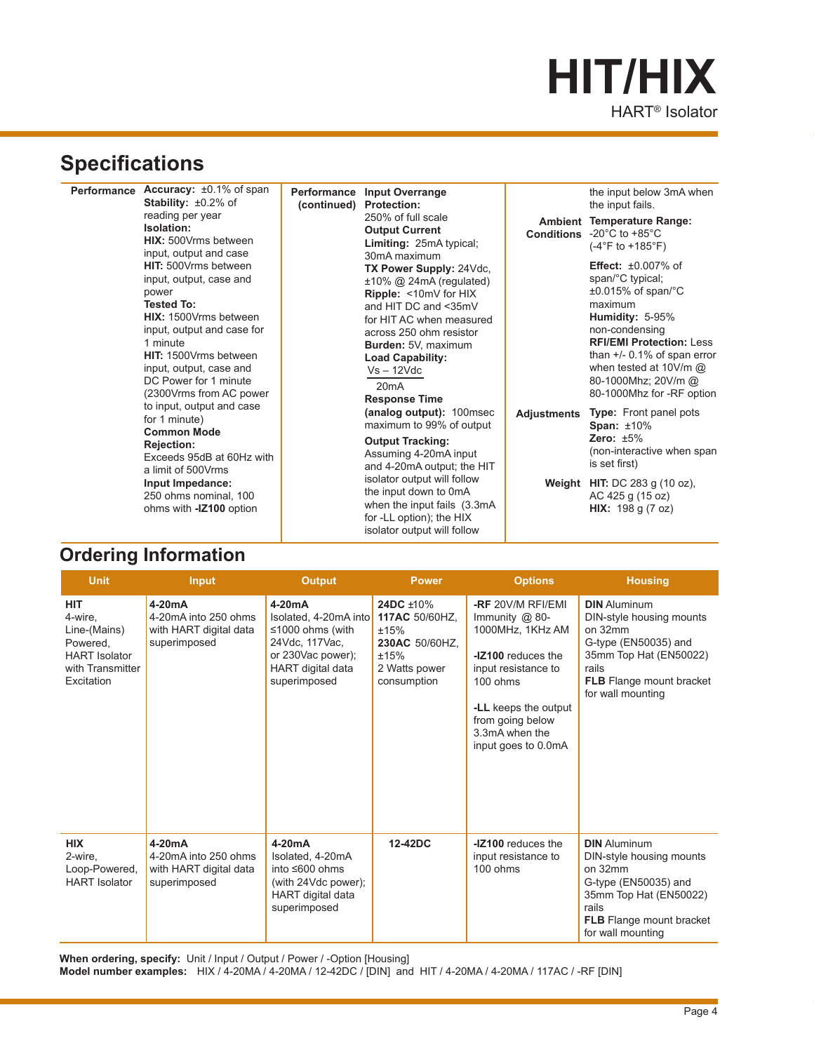# HIT/HIX

HART® Isolator

## Specifications

**Performance**

**Accuracy:** ±0.1% of span

**Stability:** ±0.2% of reading per year

**Isolation:**

**HIX:** 500Vrms between input, output and case

**HIT:** 500Vrms between input, output, case and power

**Tested To:**

**HIX:** 1500Vrms between input, output and case for 1 minute

**HIT:** 1500Vrms between input, output, case and DC Power for 1 minute (2300Vrms from AC power to input, output and case for 1 minute)

**Common Mode Rejection:**

Exceeds 95dB at 60Hz with a limit of 500Vrms

**Input Impedance:**

250 ohms nominal, 100 ohms with **-IZ100** option

**Performance (continued)**

**Input Overrange Protection:**

250% of full scale

**Output Current Limiting:** 25mA typical; 30mA maximum

**TX Power Supply:** 24Vdc, ±10% @ 24mA (regulated)

**Ripple:** <10mV for HIX and HIT DC and <35mV for HIT AC when measured across 250 ohm resistor

**Burden:** 5V, maximum

**Load Capability:**

$\frac{Vs - 12Vdc}{20mA}$

**Response Time (analog output):** 100msec maximum to 99% of output

**Output Tracking:**

Assuming 4-20mA input and 4-20mA output; the HIT isolator output will follow the input down to 0mA when the input fails (3.3mA for -LL option); the HIX isolator output will follow the input below 3mA when the input fails.

**Ambient Conditions**

**Temperature Range:** -20°C to +85°C (-4°F to +185°F)

**Effect:** ±0.007% of span/°C typical; ±0.015% of span/°C maximum

**Humidity:** 5-95% non-condensing

**RFI/EMI Protection:** Less than +/- 0.1% of span error when tested at 10V/m @ 80-1000Mhz; 20V/m @ 80-1000Mhz for -RF option

**Adjustments**

**Type:** Front panel pots

**Span:** ±10%

**Zero:** ±5%

(non-interactive when span is set first)

**Weight**

**HIT:** DC 283 g (10 oz), AC 425 g (15 oz)

**HIX:** 198 g (7 oz)

## Ordering Information

| Unit | Input | Output | Power | Options | Housing |
|---|---|---|---|---|---|
| **HIT** 4-wire, Line-(Mains) Powered, HART Isolator with Transmitter Excitation | **4-20mA** 4-20mA into 250 ohms with HART digital data superimposed | **4-20mA** Isolated, 4-20mA into ≤1000 ohms (with 24Vdc, 117Vac, or 230Vac power); HART digital data superimposed | **24DC** ±10% **117AC** 50/60HZ, ±15% **230AC** 50/60HZ, ±15% 2 Watts power consumption | **-RF** 20V/M RFI/EMI Immunity @ 80-1000MHz, 1KHz AM<br>**-IZ100** reduces the input resistance to 100 ohms<br>**-LL** keeps the output from going below 3.3mA when the input goes to 0.0mA | **DIN** Aluminum DIN-style housing mounts on 32mm G-type (EN50035) and 35mm Top Hat (EN50022) rails<br>**FLB** Flange mount bracket for wall mounting |
| **HIX** 2-wire, Loop-Powered, HART Isolator | **4-20mA** 4-20mA into 250 ohms with HART digital data superimposed | **4-20mA** Isolated, 4-20mA into ≤600 ohms (with 24Vdc power); HART digital data superimposed | **12-42DC** | **-IZ100** reduces the input resistance to 100 ohms | **DIN** Aluminum DIN-style housing mounts on 32mm G-type (EN50035) and 35mm Top Hat (EN50022) rails<br>**FLB** Flange mount bracket for wall mounting |

**When ordering, specify:** Unit / Input / Output / Power / -Option [Housing]
**Model number examples:** HIX / 4-20MA / 4-20MA / 12-42DC / [DIN] and HIT / 4-20MA / 4-20MA / 117AC / -RF [DIN]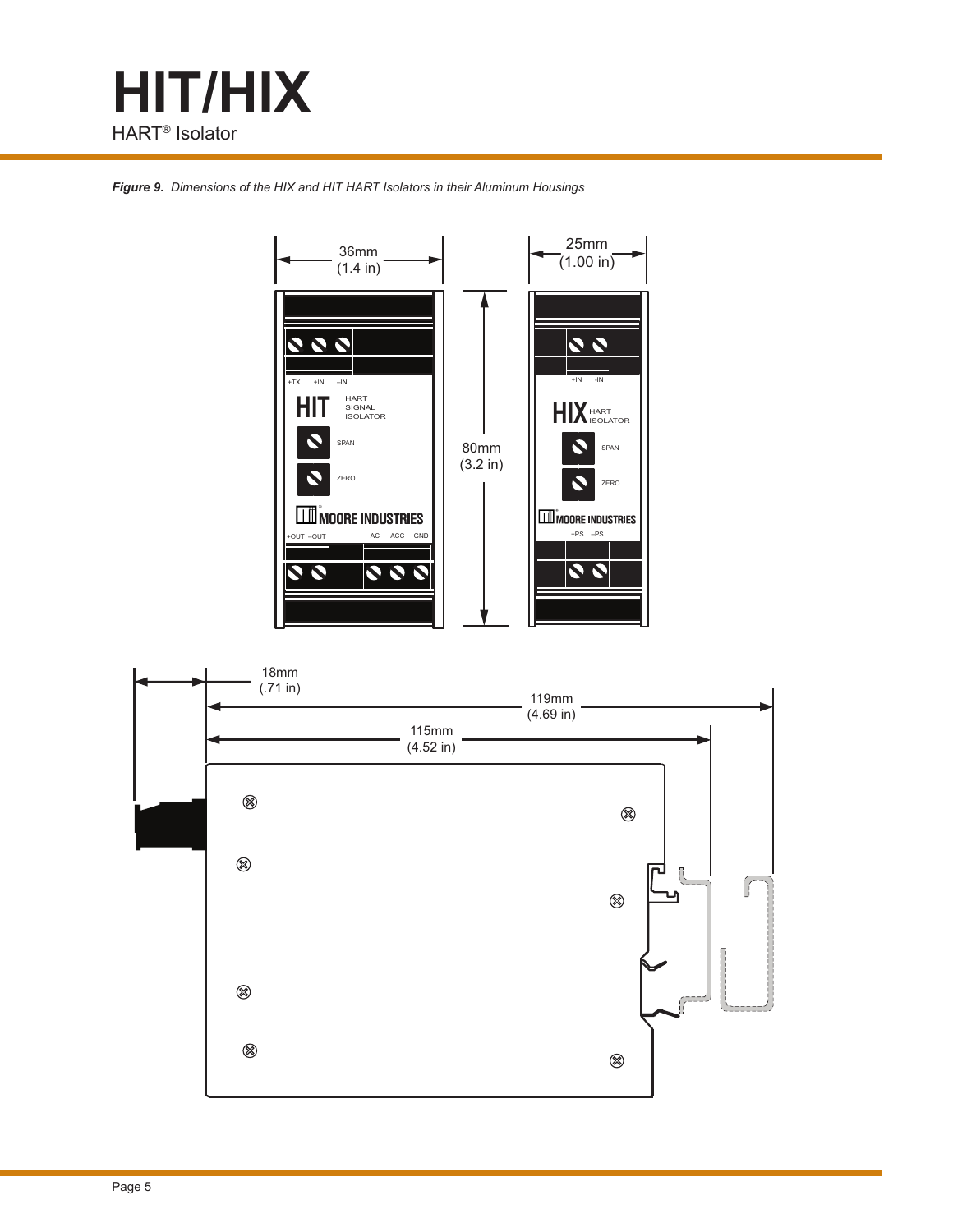# HIT/HIX

HART® Isolator

***Figure 9.** Dimensions of the HIX and HIT HART Isolators in their Aluminum Housings*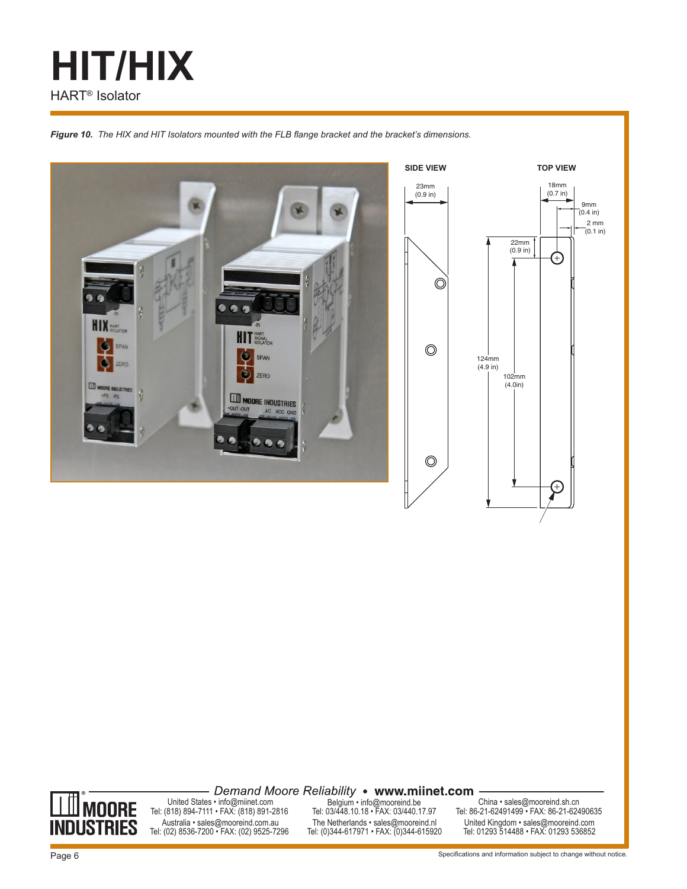# HIT/HIX

HART® Isolator

***Figure 10.*** *The HIX and HIT Isolators mounted with the FLB flange bracket and the bracket's dimensions.*

SIDE VIEW

23mm
(0.9 in)

TOP VIEW

18mm
(0.7 in)

9mm
(0.4 in)

2 mm
(0.1 in)

22mm
(0.9 in)

124mm
(4.9 in)

102mm
(4.0in)

*Demand Moore Reliability* • **www.miinet.com**

United States • info@miinet.com
Tel: (818) 894-7111 • FAX: (818) 891-2816

Australia • sales@mooreind.com.au
Tel: (02) 8536-7200 • FAX: (02) 9525-7296

Belgium • info@mooreind.be
Tel: 03/448.10.18 • FAX: 03/440.17.97

The Netherlands • sales@mooreind.nl
Tel: (0)344-617971 • FAX: (0)344-615920

China • sales@mooreind.sh.cn
Tel: 86-21-62491499 • FAX: 86-21-62490635

United Kingdom • sales@mooreind.com
Tel: 01293 514488 • FAX: 01293 536852

Specifications and information subject to change without notice.